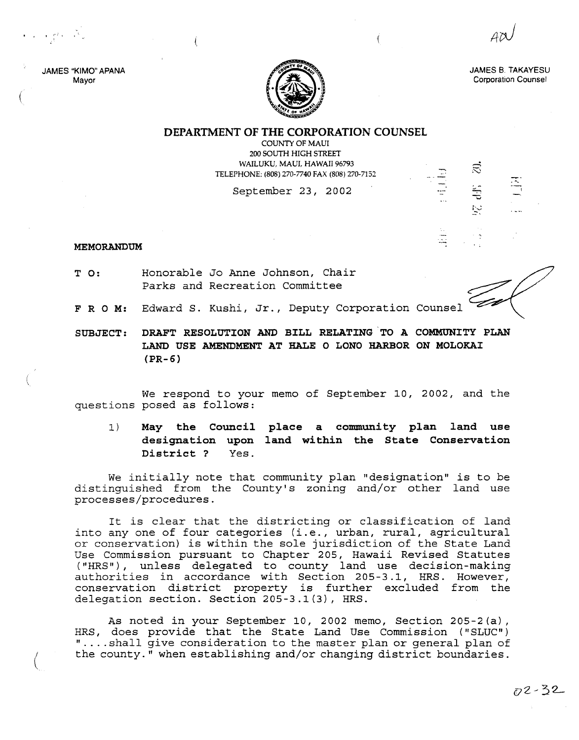JAMES "KIMO" APANA
Mayor

JAMES B. TAKAYESU
Corporation Counsel

# DEPARTMENT OF THE CORPORATION COUNSEL

COUNTY OF MAUI
200 SOUTH HIGH STREET
WAILUKU, MAUI, HAWAII 96793
TELEPHONE: (808) 270-7740 FAX (808) 270-7152

September 23, 2002

**MEMORANDUM**

**T O:** Honorable Jo Anne Johnson, Chair
Parks and Recreation Committee

**F R O M:** Edward S. Kushi, Jr., Deputy Corporation Counsel

**SUBJECT: DRAFT RESOLUTION AND BILL RELATING TO A COMMUNITY PLAN LAND USE AMENDMENT AT HALE O LONO HARBOR ON MOLOKAI (PR-6)**

We respond to your memo of September 10, 2002, and the questions posed as follows:

1) **May the Council place a community plan land use designation upon land within the State Conservation District ?** Yes.

We initially note that community plan "designation" is to be distinguished from the County's zoning and/or other land use processes/procedures.

It is clear that the districting or classification of land into any one of four categories (i.e., urban, rural, agricultural or conservation) is within the sole jurisdiction of the State Land Use Commission pursuant to Chapter 205, Hawaii Revised Statutes ("HRS"), unless delegated to county land use decision-making authorities in accordance with Section 205-3.1, HRS. However, conservation district property is further excluded from the delegation section. Section 205-3.1(3), HRS.

As noted in your September 10, 2002 memo, Section 205-2(a), HRS, does provide that the State Land Use Commission ("SLUC") "....shall give consideration to the master plan or general plan of the county." when establishing and/or changing district boundaries.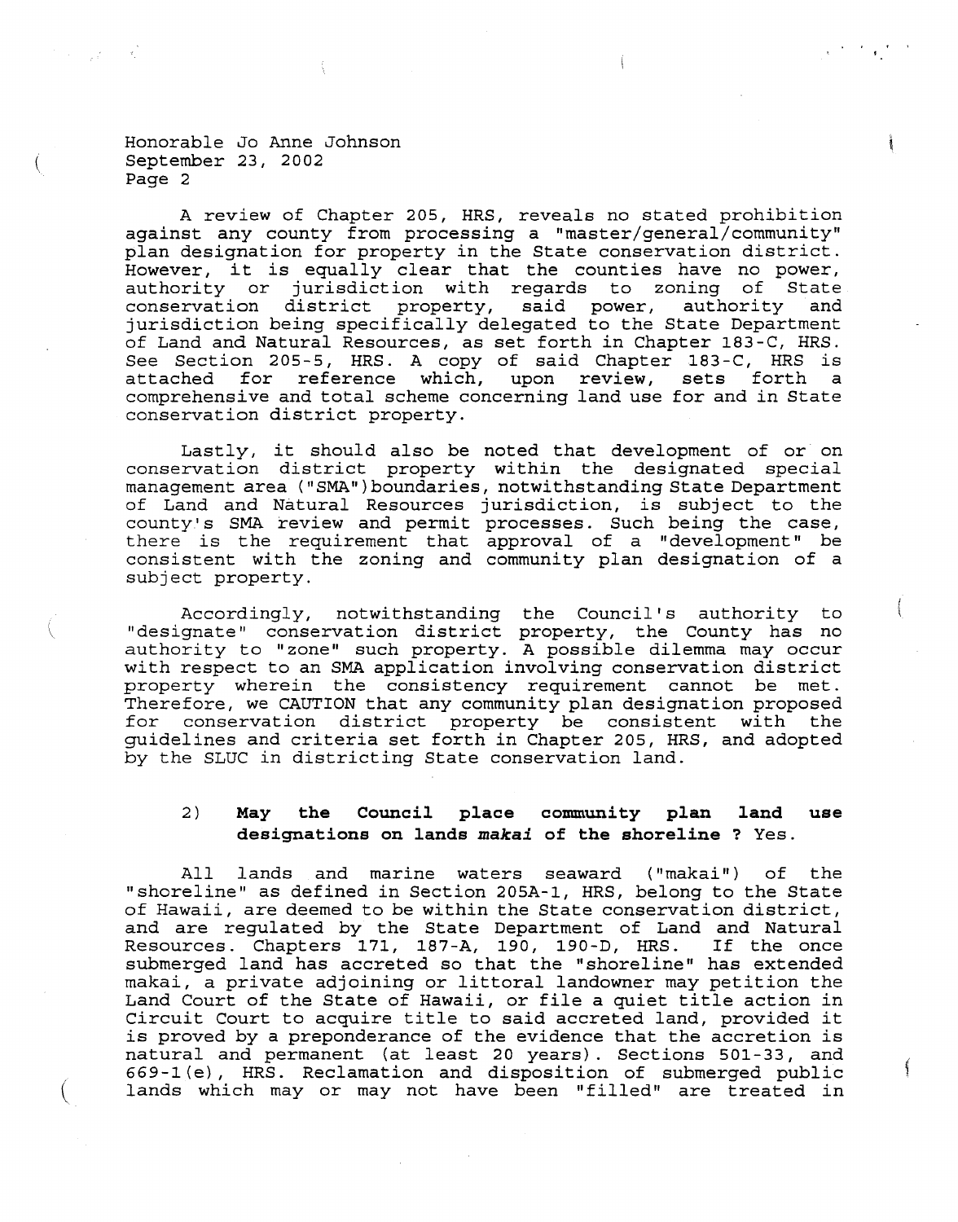A review of Chapter 205, HRS, reveals no stated prohibition against any county from processing a "master/general/community" plan designation for property in the State conservation district. However, it is equally clear that the counties have no power, authority or jurisdiction with regards to zoning of State conservation district property, said power, authority and jurisdiction being specifically delegated to the State Department of Land and Natural Resources, as set forth in Chapter 183-C, HRS. See Section 205-5, HRS. A copy of said Chapter 183-C, HRS is attached for reference which, upon review, sets forth a comprehensive and total scheme concerning land use for and in State conservation district property.

Lastly, it should also be noted that development of or on conservation district property within the designated special management area ("SMA") boundaries, notwithstanding State Department of Land and Natural Resources jurisdiction, is subject to the county's SMA review and permit processes. Such being the case, there is the requirement that approval of a "development" be consistent with the zoning and community plan designation of a subject property.

Accordingly, notwithstanding the Council's authority to "designate" conservation district property, the County has no authority to "zone" such property. A possible dilemma may occur with respect to an SMA application involving conservation district property wherein the consistency requirement cannot be met. Therefore, we CAUTION that any community plan designation proposed for conservation district property be consistent with the guidelines and criteria set forth in Chapter 205, HRS, and adopted by the SLUC in districting State conservation land.

2) **May the Council place community plan land use designations on lands *makai* of the shoreline ?** Yes.

All lands and marine waters seaward ("makai") of the "shoreline" as defined in Section 205A-1, HRS, belong to the State of Hawaii, are deemed to be within the State conservation district, and are regulated by the State Department of Land and Natural Resources. Chapters 171, 187-A, 190, 190-D, HRS. If the once submerged land has accreted so that the "shoreline" has extended makai, a private adjoining or littoral landowner may petition the Land Court of the State of Hawaii, or file a quiet title action in Circuit Court to acquire title to said accreted land, provided it is proved by a preponderance of the evidence that the accretion is natural and permanent (at least 20 years). Sections 501-33, and 669-1(e), HRS. Reclamation and disposition of submerged public lands which may or may not have been "filled" are treated in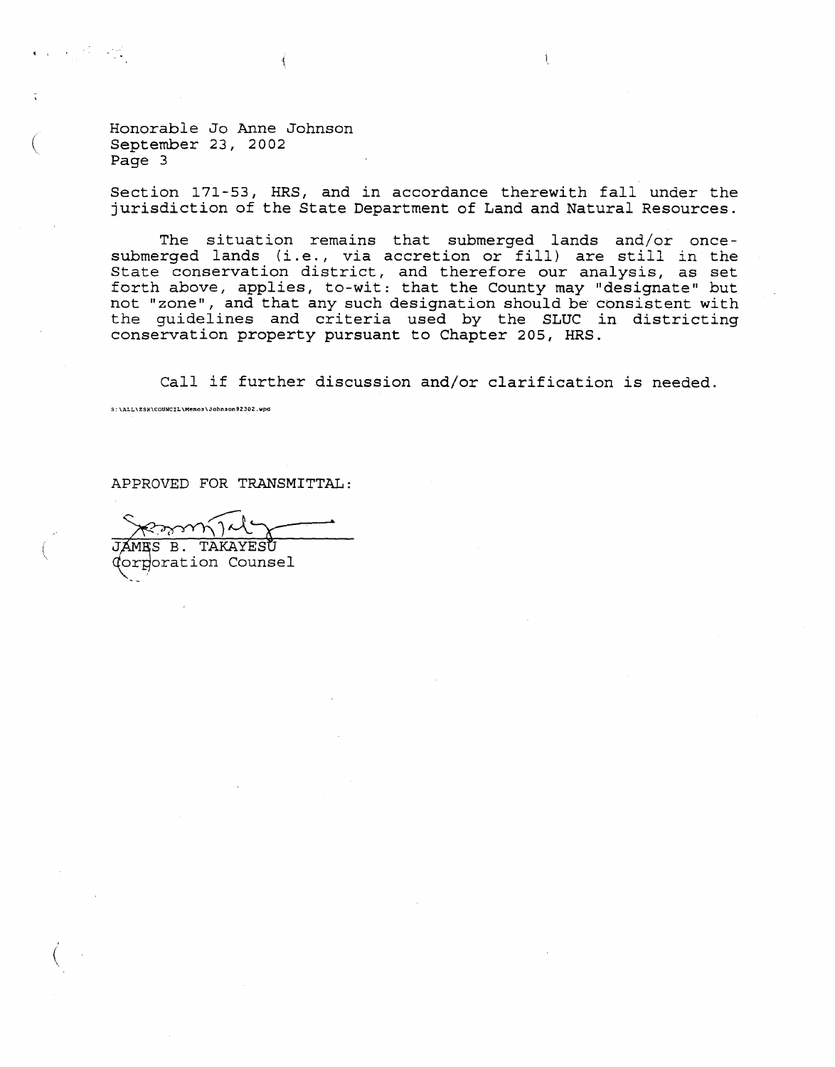Section 171-53, HRS, and in accordance therewith fall under the jurisdiction of the State Department of Land and Natural Resources.

The situation remains that submerged lands and/or once-submerged lands (i.e., via accretion or fill) are still in the State conservation district, and therefore our analysis, as set forth above, applies, to-wit: that the County may "designate" but not "zone", and that any such designation should be consistent with the guidelines and criteria used by the SLUC in districting conservation property pursuant to Chapter 205, HRS.

Call if further discussion and/or clarification is needed.

S:\ALL\ESK\COUNCIL\Memos\Johnson92302.wpd

APPROVED FOR TRANSMITTAL:

JAMES B. TAKAYESU
Corporation Counsel